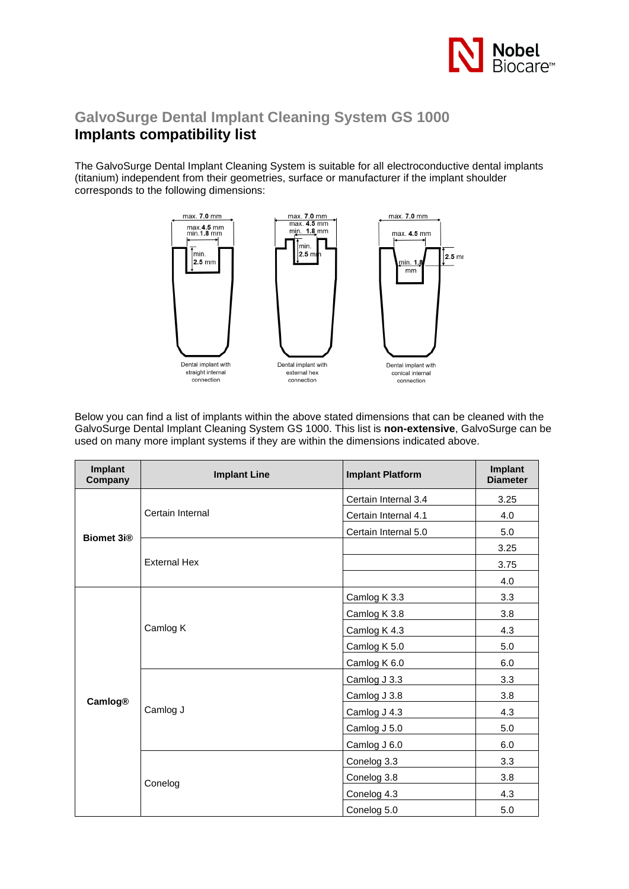# GalvoSurge Dental Implant Cleaning System GS 1000

## Implants compatibility list

The GalvoSurge Dental Implant Cleaning System is suitable for all electroconductive dental implants (titanium) independent from their geometries, surface or manufacturer if the implant shoulder corresponds to the following dimensions:

Dental implant with straight internal connection

Dental implant with external hex connection

Dental implant with conical internal connection

Below you can find a list of implants within the above stated dimensions that can be cleaned with the GalvoSurge Dental Implant Cleaning System GS 1000. This list is **non-extensive**, GalvoSurge can be used on many more implant systems if they are within the dimensions indicated above.

| Implant Company | Implant Line | Implant Platform | Implant Diameter |
|---|---|---|---|
| **Biomet 3i®** | Certain Internal | Certain Internal 3.4 | 3.25 |
| | | Certain Internal 4.1 | 4.0 |
| | | Certain Internal 5.0 | 5.0 |
| | External Hex | | 3.25 |
| | | | 3.75 |
| | | | 4.0 |
| **Camlog®** | Camlog K | Camlog K 3.3 | 3.3 |
| | | Camlog K 3.8 | 3.8 |
| | | Camlog K 4.3 | 4.3 |
| | | Camlog K 5.0 | 5.0 |
| | | Camlog K 6.0 | 6.0 |
| | Camlog J | Camlog J 3.3 | 3.3 |
| | | Camlog J 3.8 | 3.8 |
| | | Camlog J 4.3 | 4.3 |
| | | Camlog J 5.0 | 5.0 |
| | | Camlog J 6.0 | 6.0 |
| | Conelog | Conelog 3.3 | 3.3 |
| | | Conelog 3.8 | 3.8 |
| | | Conelog 4.3 | 4.3 |
| | | Conelog 5.0 | 5.0 |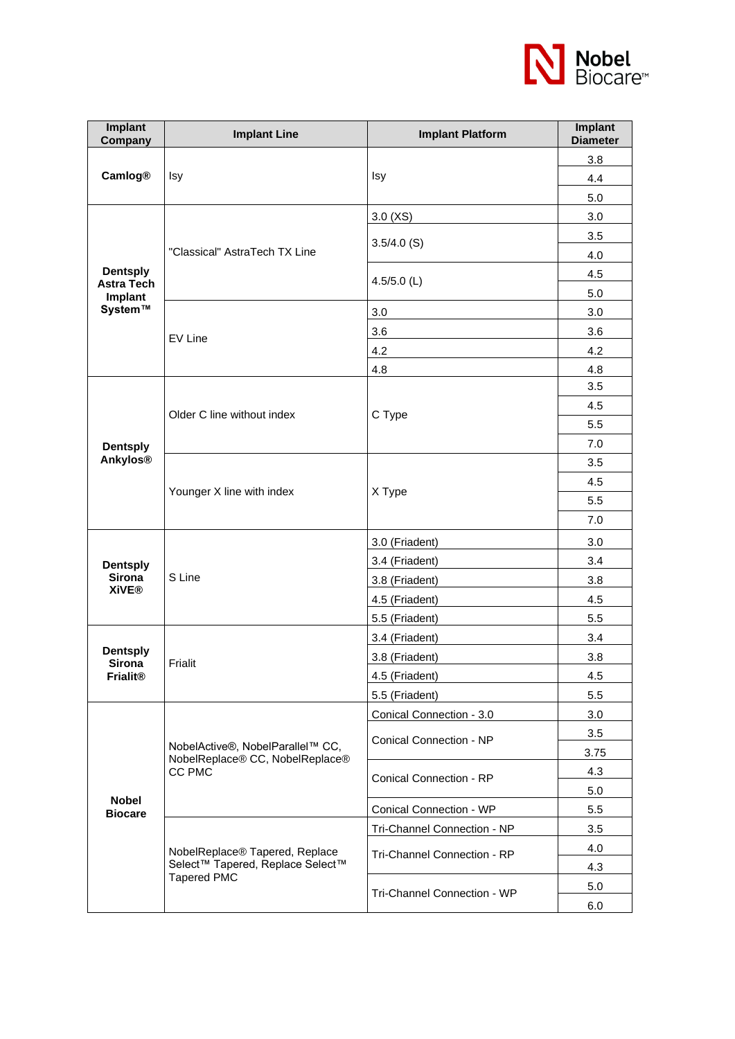| Implant Company | Implant Line | Implant Platform | Implant Diameter |
| --- | --- | --- | --- |
| **Camlog®** | Isy | Isy | 3.8 |
| | | | 4.4 |
| | | | 5.0 |
| **Dentsply Astra Tech Implant System™** | "Classical" AstraTech TX Line | 3.0 (XS) | 3.0 |
| | | 3.5/4.0 (S) | 3.5 |
| | | | 4.0 |
| | | 4.5/5.0 (L) | 4.5 |
| | | | 5.0 |
| | EV Line | 3.0 | 3.0 |
| | | 3.6 | 3.6 |
| | | 4.2 | 4.2 |
| | | 4.8 | 4.8 |
| **Dentsply Ankylos®** | Older C line without index | C Type | 3.5 |
| | | | 4.5 |
| | | | 5.5 |
| | | | 7.0 |
| | Younger X line with index | X Type | 3.5 |
| | | | 4.5 |
| | | | 5.5 |
| | | | 7.0 |
| **Dentsply Sirona XiVE®** | S Line | 3.0 (Friadent) | 3.0 |
| | | 3.4 (Friadent) | 3.4 |
| | | 3.8 (Friadent) | 3.8 |
| | | 4.5 (Friadent) | 4.5 |
| | | 5.5 (Friadent) | 5.5 |
| **Dentsply Sirona Frialit®** | Frialit | 3.4 (Friadent) | 3.4 |
| | | 3.8 (Friadent) | 3.8 |
| | | 4.5 (Friadent) | 4.5 |
| | | 5.5 (Friadent) | 5.5 |
| **Nobel Biocare** | NobelActive®, NobelParallel™ CC, NobelReplace® CC, NobelReplace® CC PMC | Conical Connection - 3.0 | 3.0 |
| | | Conical Connection - NP | 3.5 |
| | | | 3.75 |
| | | Conical Connection - RP | 4.3 |
| | | | 5.0 |
| | | Conical Connection - WP | 5.5 |
| | NobelReplace® Tapered, Replace Select™ Tapered, Replace Select™ Tapered PMC | Tri-Channel Connection - NP | 3.5 |
| | | Tri-Channel Connection - RP | 4.0 |
| | | | 4.3 |
| | | Tri-Channel Connection - WP | 5.0 |
| | | | 6.0 |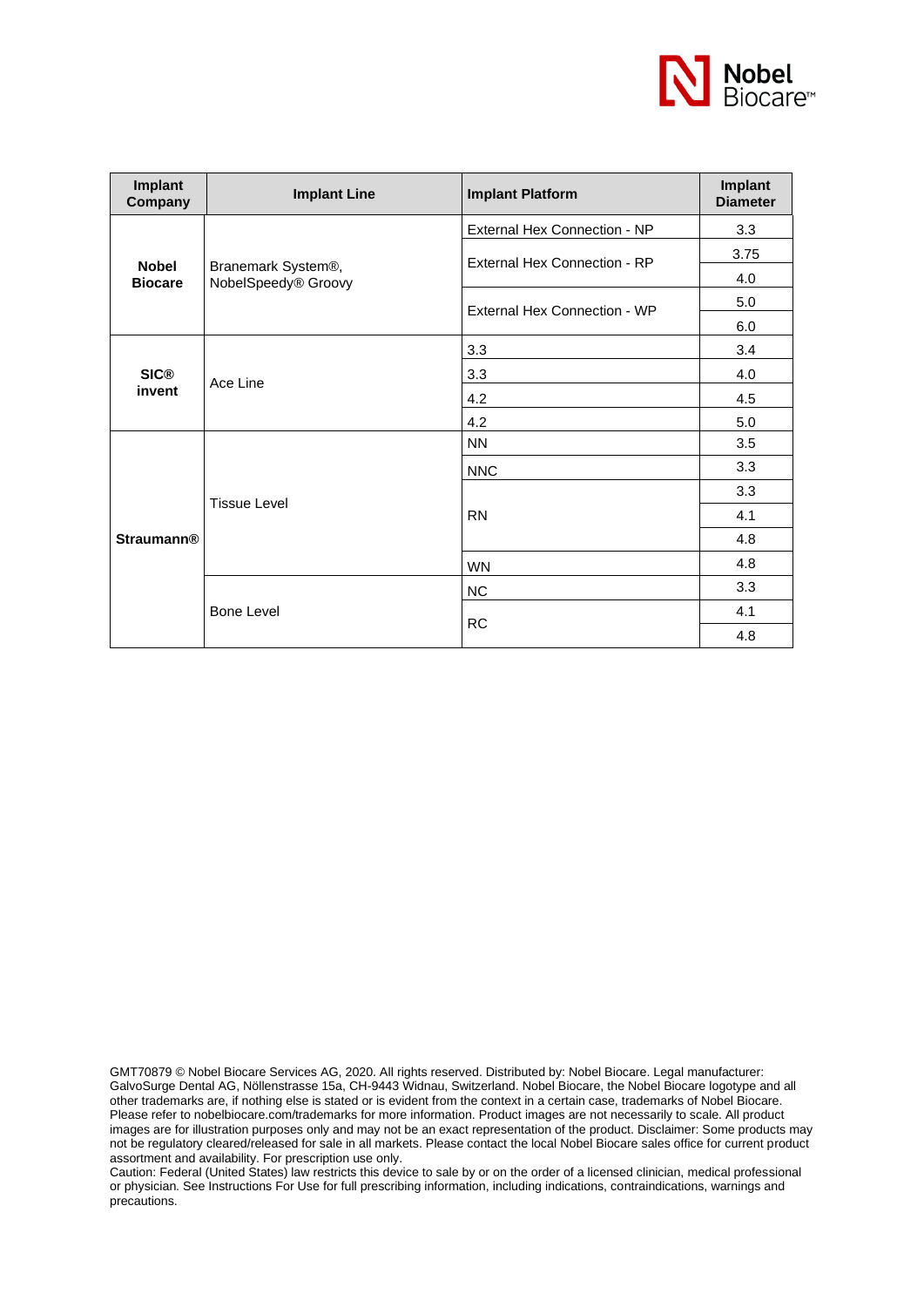| Implant Company | Implant Line | Implant Platform | Implant Diameter |
|---|---|---|---|
| **Nobel Biocare** | Branemark System®, NobelSpeedy® Groovy | External Hex Connection - NP | 3.3 |
| | | External Hex Connection - RP | 3.75 |
| | | | 4.0 |
| | | External Hex Connection - WP | 5.0 |
| | | | 6.0 |
| **SIC® invent** | Ace Line | 3.3 | 3.4 |
| | | 3.3 | 4.0 |
| | | 4.2 | 4.5 |
| | | 4.2 | 5.0 |
| **Straumann®** | Tissue Level | NN | 3.5 |
| | | NNC | 3.3 |
| | | RN | 3.3 |
| | | | 4.1 |
| | | | 4.8 |
| | | WN | 4.8 |
| | Bone Level | NC | 3.3 |
| | | RC | 4.1 |
| | | | 4.8 |

GMT70879 © Nobel Biocare Services AG, 2020. All rights reserved. Distributed by: Nobel Biocare. Legal manufacturer: GalvoSurge Dental AG, Nöllenstrasse 15a, CH-9443 Widnau, Switzerland. Nobel Biocare, the Nobel Biocare logotype and all other trademarks are, if nothing else is stated or is evident from the context in a certain case, trademarks of Nobel Biocare. Please refer to nobelbiocare.com/trademarks for more information. Product images are not necessarily to scale. All product images are for illustration purposes only and may not be an exact representation of the product. Disclaimer: Some products may not be regulatory cleared/released for sale in all markets. Please contact the local Nobel Biocare sales office for current product assortment and availability. For prescription use only.
Caution: Federal (United States) law restricts this device to sale by or on the order of a licensed clinician, medical professional or physician. See Instructions For Use for full prescribing information, including indications, contraindications, warnings and precautions.